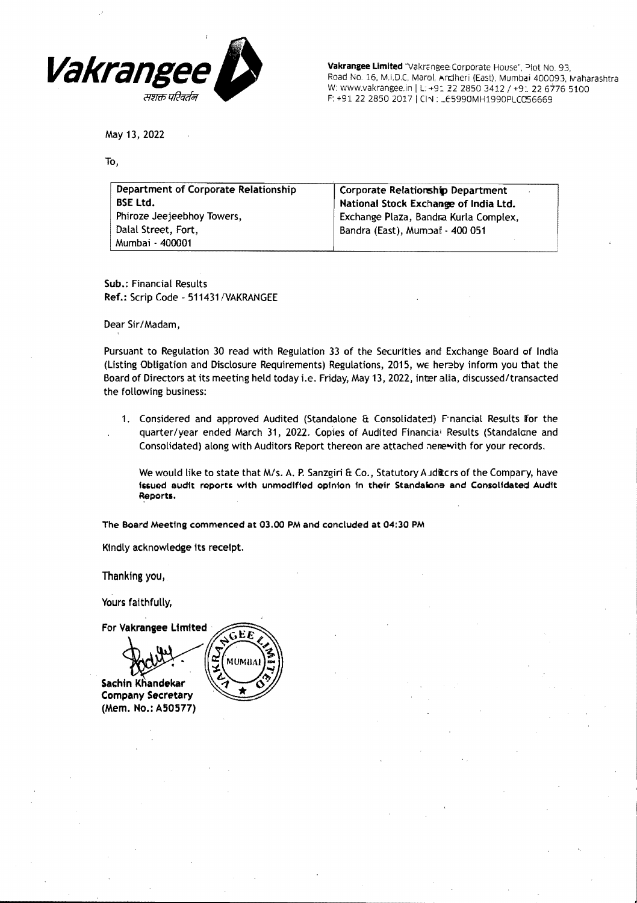**Vakrangee**
सशक्त परिवर्तन

**Vakrangee Limited** "Vakrangee Corporate House", Plot No. 93, Road No. 16, M.I.D.C. Marol, Andheri (East), Mumbai 400093, Maharashtra
W: www.vakrangee.in | L: +91 22 2850 3412 / +91 22 6776 5100
F: +91 22 2850 2017 | CIN : L65990MH1990PLC056669

May 13, 2022

To,

| **Department of Corporate Relationship**<br>**BSE Ltd.**<br>Phiroze Jeejeebhoy Towers,<br>Dalal Street, Fort,<br>Mumbai - 400001 | **Corporate Relationship Department**<br>**National Stock Exchange of India Ltd.**<br>Exchange Plaza, Bandra Kurla Complex,<br>Bandra (East), Mumbai - 400 051 |
|---|---|

**Sub.:** Financial Results
**Ref.:** Scrip Code - 511431/VAKRANGEE

Dear Sir/Madam,

Pursuant to Regulation 30 read with Regulation 33 of the Securities and Exchange Board of India (Listing Obligation and Disclosure Requirements) Regulations, 2015, we hereby inform you that the Board of Directors at its meeting held today i.e. Friday, May 13, 2022, inter alia, discussed/transacted the following business:

1. Considered and approved Audited (Standalone & Consolidated) Financial Results for the quarter/year ended March 31, 2022. Copies of Audited Financial Results (Standalone and Consolidated) along with Auditors Report thereon are attached herewith for your records.

   We would like to state that M/s. A. P. Sanzgiri & Co., Statutory Auditors of the Company, have **issued audit reports with unmodified opinion in their Standalone and Consolidated Audit Reports.**

**The Board Meeting commenced at 03.00 PM and concluded at 04:30 PM**

Kindly acknowledge its receipt.

Thanking you,

Yours faithfully,

**For Vakrangee Limited**

**Sachin Khandekar**
**Company Secretary**
**(Mem. No.: A50577)**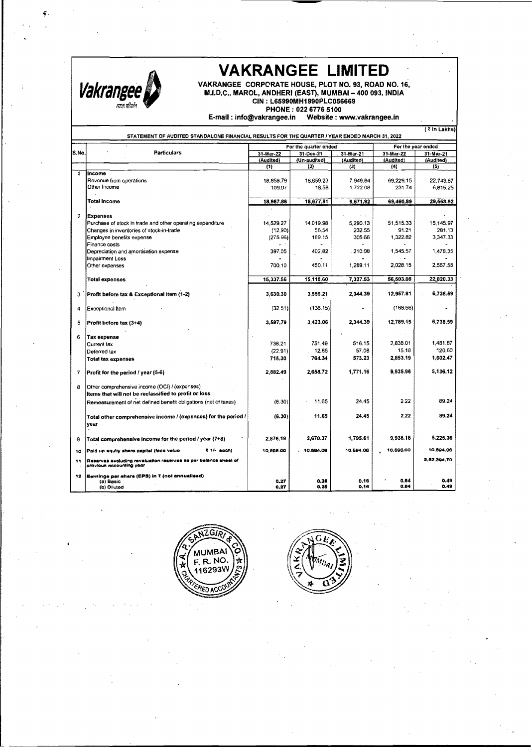# VAKRANGEE LIMITED

**VAKRANGEE CORPORATE HOUSE, PLOT NO. 93, ROAD NO. 16, M.I.D.C., MAROL, ANDHERI (EAST), MUMBAI – 400 093. INDIA**

**CIN : L65990MH1990PLC056669**

**PHONE : 022 6776 5100**

**E-mail : info@vakrangee.in Website : www.vakrangee.in**

(₹ in Lakhs)

**STATEMENT OF AUDITED STANDALONE FINANCIAL RESULTS FOR THE QUARTER / YEAR ENDED MARCH 31, 2022**

| S.No. | Particulars | For the quarter ended | | | For the year ended | |
|---|---|---|---|---|---|---|
| | | 31-Mar-22 | 31-Dec-21 | 31-Mar-21 | 31-Mar-22 | 31-Mar-21 |
| | | (Audited) | (Un-audited) | (Audited) | (Audited) | (Audited) |
| | | (1) | (2) | (3) | (4) | (5) |
| 1 | **Income** | | | | | |
| | Revenue from operations | 18,858.79 | 18,659.23 | 7,949.84 | 69,229.15 | 22,743.67 |
| | Other Income | 109.07 | 18.58 | 1,722.08 | 231.74 | 6,815.25 |
| | **Total Income** | **18,967.86** | **18,677.81** | **9,671.92** | **69,460.89** | **29,558.92** |
| 2 | **Expenses** | | | | | |
| | Purchase of stock in trade and other operating expenditure | 14,529.27 | 14,019.98 | 5,290.13 | 51,515.33 | 15,145.97 |
| | Changes in inventories of stock-in-trade | (12.90) | 56.54 | 232.55 | 91.21 | 281.13 |
| | Employee benefits expense | (275.96) | 189.15 | 305.66 | 1,322.82 | 3,347.33 |
| | Finance costs | - | - | - | - | - |
| | Depreciation and amortisation expense | 397.05 | 402.82 | 210.08 | 1,545.57 | 1,478.35 |
| | Impairment Loss | - | - | - | - | - |
| | Other expenses | 700.10 | 450.11 | 1,289.11 | 2,028.15 | 2,567.55 |
| | **Total expenses** | **15,337.56** | **15,118.60** | **7,327.53** | **56,503.08** | **22,820.33** |
| 3 | **Profit before tax & Exceptional item (1-2)** | **3,630.30** | **3,559.21** | **2,344.39** | **12,957.81** | **6,738.59** |
| 4 | Exceptional Item | (32.51) | (136.15) | - | (168.66) | - |
| 5 | **Profit before tax (3+4)** | **3,597.79** | **3,423.06** | **2,344.39** | **12,789.15** | **6,738.59** |
| 6 | **Tax expense** | | | | | |
| | Current tax | 738.21 | 751.49 | 516.15 | 2,838.01 | 1,481.87 |
| | Deferred tax | (22.91) | 12.85 | 57.08 | 15.18 | 120.60 |
| | **Total tax expenses** | **715.30** | **764.34** | **573.23** | **2,853.19** | **1,602.47** |
| 7 | **Profit for the period / year (5-6)** | **2,882.49** | **2,658.72** | **1,771.16** | **9,935.96** | **5,136.12** |
| 8 | Other comprehensive income (OCI) / (expenses) | | | | | |
| | **Items that will not be reclassified to profit or loss** | | | | | |
| | Remeasurement of net defined benefit obligations (net of taxes) | (6.30) | 11.65 | 24.45 | 2.22 | 89.24 |
| | **Total other comprehensive income / (expenses) for the period / year** | **(6.30)** | **11.65** | **24.45** | **2.22** | **89.24** |
| 9 | **Total comprehensive income for the period / year (7+8)** | **2,876.19** | **2,670.37** | **1,795.61** | **9,938.18** | **5,225.36** |
| 10 | **Paid up equity share capital (face value ₹ 1/- each)** | 10,595.00 | 10,594.06 | 10,594.06 | 10,595.00 | 10,594.06 |
| 11 | **Reserves excluding revaluation reserves as per balance sheet of previous accounting year** | | | | | 2,52,394.70 |
| 12 | **Earnings per share (EPS) in ₹ (not annualised)** | | | | | |
| | (a) Basic | 0.27 | 0.25 | 0.16 | 0.94 | 0.49 |
| | (b) Diluted | 0.27 | 0.25 | 0.16 | 0.94 | 0.49 |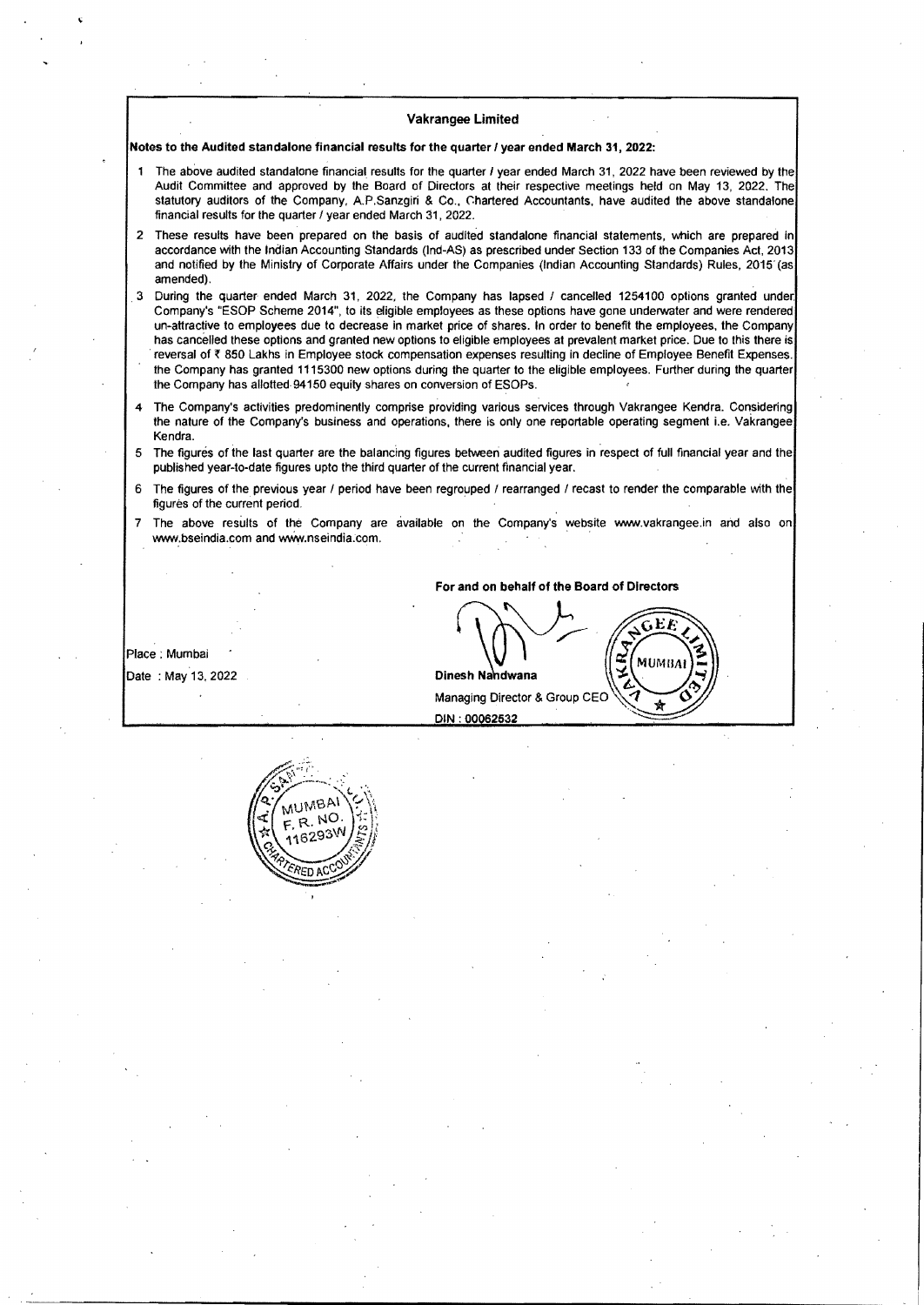### Vakrangee Limited

**Notes to the Audited standalone financial results for the quarter / year ended March 31, 2022:**

1. The above audited standalone financial results for the quarter / year ended March 31, 2022 have been reviewed by the Audit Committee and approved by the Board of Directors at their respective meetings held on May 13, 2022. The statutory auditors of the Company, A.P.Sanzgiri & Co., Chartered Accountants, have audited the above standalone financial results for the quarter / year ended March 31, 2022.
2. These results have been prepared on the basis of audited standalone financial statements, which are prepared in accordance with the Indian Accounting Standards (Ind-AS) as prescribed under Section 133 of the Companies Act, 2013 and notified by the Ministry of Corporate Affairs under the Companies (Indian Accounting Standards) Rules, 2015 (as amended).
3. During the quarter ended March 31, 2022, the Company has lapsed / cancelled 1254100 options granted under Company's "ESOP Scheme 2014", to its eligible employees as these options have gone underwater and were rendered un-attractive to employees due to decrease in market price of shares. In order to benefit the employees, the Company has cancelled these options and granted new options to eligible employees at prevalent market price. Due to this there is reversal of ₹ 850 Lakhs in Employee stock compensation expenses resulting in decline of Employee Benefit Expenses. the Company has granted 1115300 new options during the quarter to the eligible employees. Further during the quarter the Company has allotted 94150 equity shares on conversion of ESOPs.
4. The Company's activities predominently comprise providing various services through Vakrangee Kendra. Considering the nature of the Company's business and operations, there is only one reportable operating segment i.e. Vakrangee Kendra.
5. The figures of the last quarter are the balancing figures between audited figures in respect of full financial year and the published year-to-date figures upto the third quarter of the current financial year.
6. The figures of the previous year / period have been regrouped / rearranged / recast to render the comparable with the figures of the current period.
7. The above results of the Company are available on the Company's website www.vakrangee.in and also on www.bseindia.com and www.nseindia.com.

**For and on behalf of the Board of Directors**

Place : Mumbai

Date : May 13, 2022

**Dinesh Nandwana**

Managing Director & Group CEO

DIN : 00062532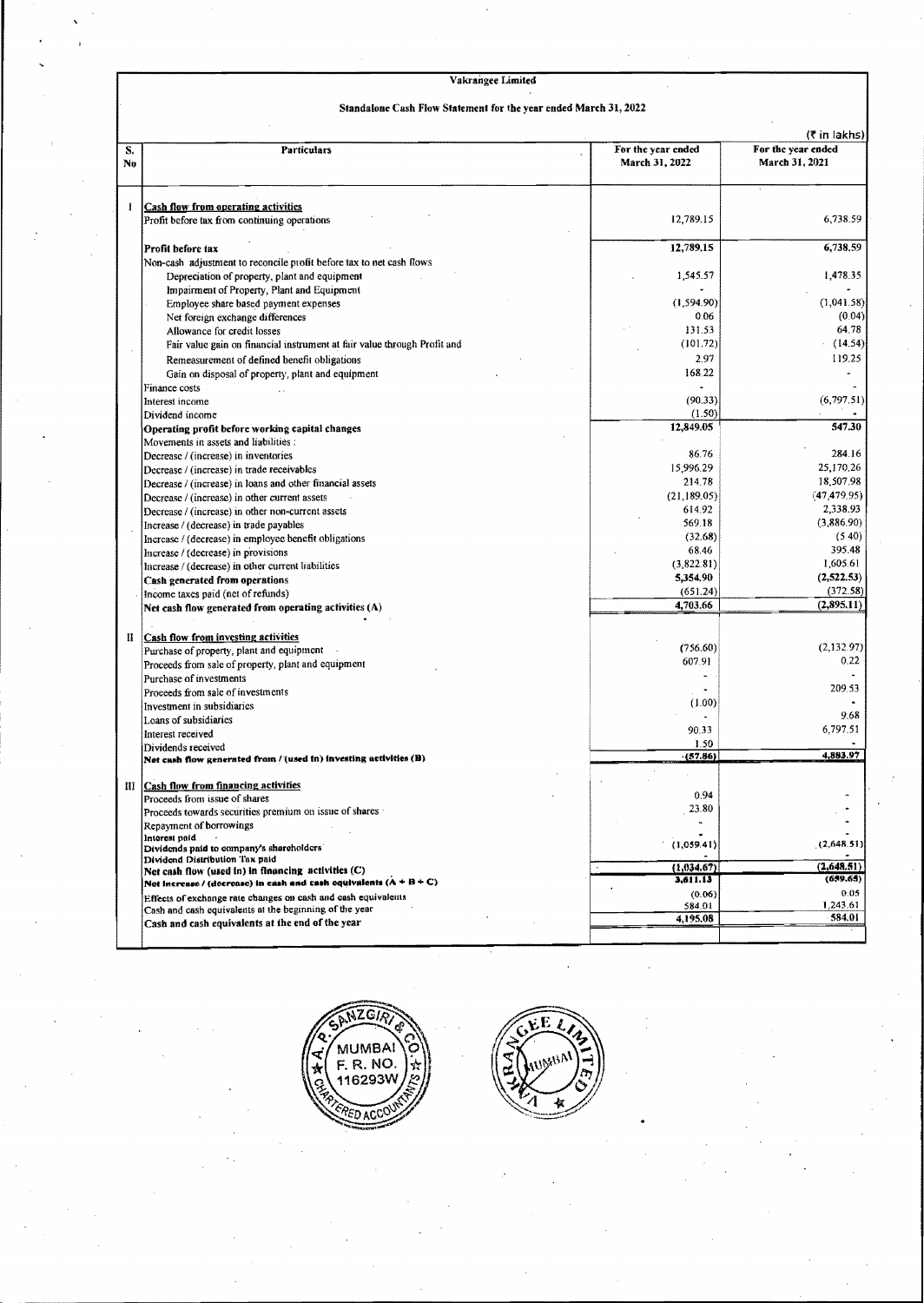# Vakrangee Limited

## Standalone Cash Flow Statement for the year ended March 31, 2022

(₹ in lakhs)

| S. No | Particulars | For the year ended March 31, 2022 | For the year ended March 31, 2021 |
|---|---|---|---|
| I | **Cash flow from operating activities** | | |
| | Profit before tax from continuing operations | 12,789.15 | 6,738.59 |
| | **Profit before tax** | 12,789.15 | 6,738.59 |
| | Non-cash adjustment to reconcile profit before tax to net cash flows | | |
| | Depreciation of property, plant and equipment | 1,545.57 | 1,478.35 |
| | Impairment of Property, Plant and Equipment | - | - |
| | Employee share based payment expenses | (1,594.90) | (1,041.58) |
| | Net foreign exchange differences | 0.06 | (0.04) |
| | Allowance for credit losses | 131.53 | 64.78 |
| | Fair value gain on financial instrument at fair value through Profit and | (101.72) | (14.54) |
| | Remeasurement of defined benefit obligations | 2.97 | 119.25 |
| | Gain on disposal of property, plant and equipment | 168.22 | - |
| | Finance costs | - | - |
| | Interest income | (90.33) | (6,797.51) |
| | Dividend income | (1.50) | - |
| | **Operating profit before working capital changes** | **12,849.05** | **547.30** |
| | Movements in assets and liabilities : | | |
| | Decrease / (increase) in inventories | 86.76 | 284.16 |
| | Decrease / (increase) in trade receivables | 15,996.29 | 25,170.26 |
| | Decrease / (increase) in loans and other financial assets | 214.78 | 18,507.98 |
| | Decrease / (increase) in other current assets | (21,189.05) | (47,479.95) |
| | Decrease / (increase) in other non-current assets | 614.92 | 2,338.93 |
| | Increase / (decrease) in trade payables | 569.18 | (3,886.90) |
| | Increase / (decrease) in employee benefit obligations | (32.68) | (5.40) |
| | Increase / (decrease) in provisions | 68.46 | 395.48 |
| | Increase / (decrease) in other current liabilities | (3,822.81) | 1,605.61 |
| | **Cash generated from operations** | **5,354.90** | **(2,522.53)** |
| | Income taxes paid (net of refunds) | (651.24) | (372.58) |
| | **Net cash flow generated from operating activities (A)** | **4,703.66** | **(2,895.11)** |
| II | **Cash flow from investing activities** | | |
| | Purchase of property, plant and equipment | (756.60) | (2,132.97) |
| | Proceeds from sale of property, plant and equipment | 607.91 | 0.22 |
| | Purchase of investments | - | - |
| | Proceeds from sale of investments | - | 209.53 |
| | Investment in subsidiaries | (1.00) | - |
| | Loans of subsidiaries | - | 9.68 |
| | Interest received | 90.33 | 6,797.51 |
| | Dividends received | 1.50 | - |
| | **Net cash flow generated from / (used in) investing activities (B)** | **(57.86)** | **4,883.97** |
| III | **Cash flow from financing activities** | | |
| | Proceeds from issue of shares | 0.94 | - |
| | Proceeds towards securities premium on issue of shares | 23.80 | - |
| | Repayment of borrowings | - | - |
| | Interest paid | - | - |
| | Dividends paid to company's shareholders | (1,059.41) | (2,648.51) |
| | Dividend Distribution Tax paid | - | - |
| | **Net cash flow (used in) in financing activities (C)** | **(1,034.67)** | **(2,648.51)** |
| | **Net Increase / (decrease) in cash and cash equivalents (A + B + C)** | **3,611.13** | **(659.65)** |
| | Effects of exchange rate changes on cash and cash equivalents | (0.06) | 0.05 |
| | Cash and cash equivalents at the beginning of the year | 584.01 | 1,243.61 |
| | **Cash and cash equivalents at the end of the year** | **4,195.08** | **584.01** |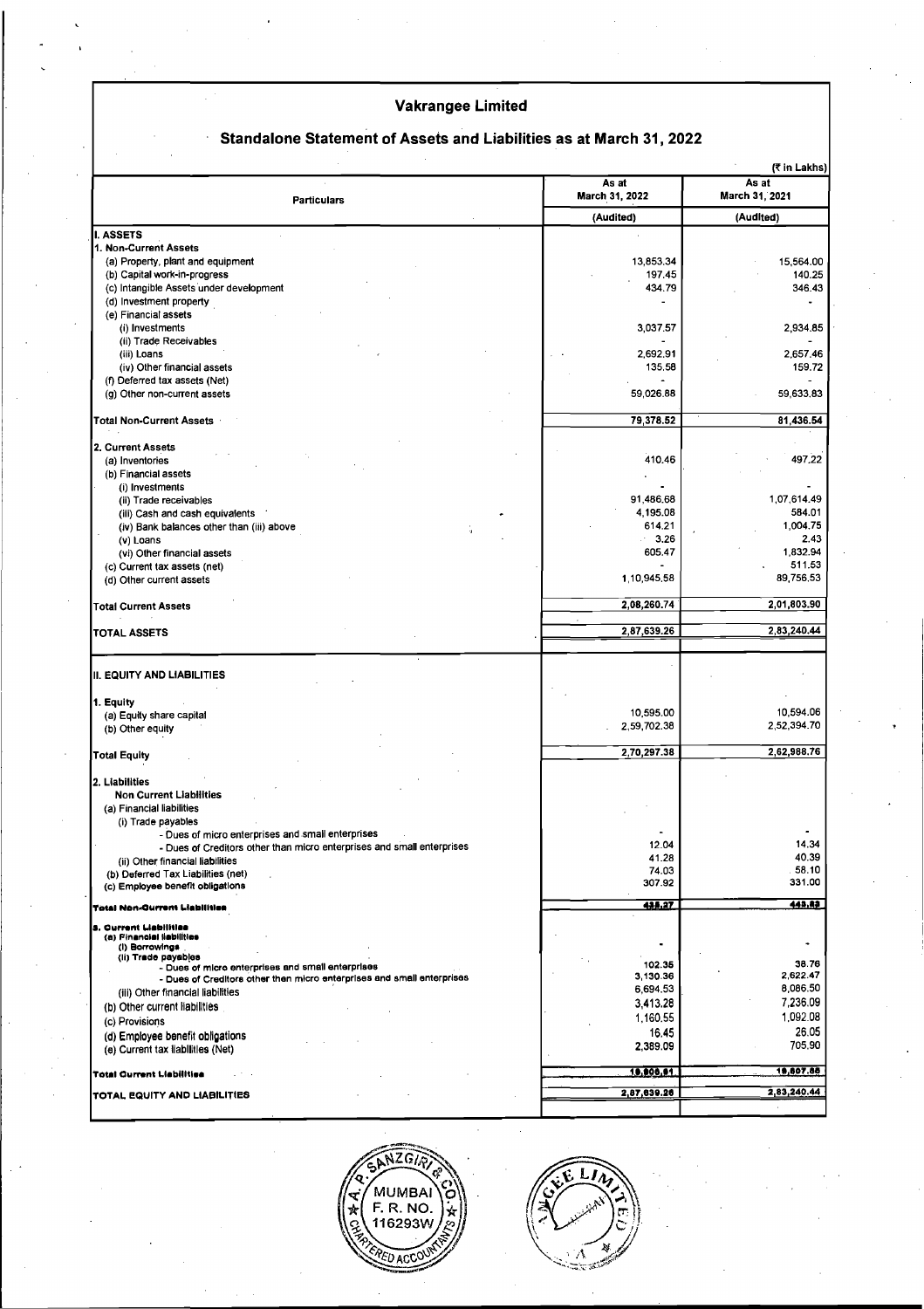# Vakrangee Limited

## Standalone Statement of Assets and Liabilities as at March 31, 2022

(₹ in Lakhs)

| Particulars | As at March 31, 2022 | As at March 31, 2021 |
|---|---|---|
| | (Audited) | (Audited) |
| **I. ASSETS** | | |
| **1. Non-Current Assets** | | |
| (a) Property, plant and equipment | 13,853.34 | 15,564.00 |
| (b) Capital work-in-progress | 197.45 | 140.25 |
| (c) Intangible Assets under development | 434.79 | 346.43 |
| (d) Investment property | - | - |
| (e) Financial assets | | |
| (i) Investments | 3,037.57 | 2,934.85 |
| (ii) Trade Receivables | - | - |
| (iii) Loans | 2,692.91 | 2,657.46 |
| (iv) Other financial assets | 135.58 | 159.72 |
| (f) Deferred tax assets (Net) | - | - |
| (g) Other non-current assets | 59,026.88 | 59,633.83 |
| **Total Non-Current Assets** | 79,378.52 | 81,436.54 |
| **2. Current Assets** | | |
| (a) Inventories | 410.46 | 497.22 |
| (b) Financial assets | | |
| (i) Investments | - | - |
| (ii) Trade receivables | 91,486.68 | 1,07,614.49 |
| (iii) Cash and cash equivalents | 4,195.08 | 584.01 |
| (iv) Bank balances other than (iii) above | 614.21 | 1,004.75 |
| (v) Loans | 3.26 | 2.43 |
| (vi) Other financial assets | 605.47 | 1,832.94 |
| (c) Current tax assets (net) | - | 511.53 |
| (d) Other current assets | 1,10,945.58 | 89,756.53 |
| **Total Current Assets** | 2,08,260.74 | 2,01,803.90 |
| **TOTAL ASSETS** | 2,87,639.26 | 2,83,240.44 |
| **II. EQUITY AND LIABILITIES** | | |
| **1. Equity** | | |
| (a) Equity share capital | 10,595.00 | 10,594.06 |
| (b) Other equity | 2,59,702.38 | 2,52,394.70 |
| **Total Equity** | 2,70,297.38 | 2,62,988.76 |
| **2. Liabilities** | | |
| **Non Current Liabilities** | | |
| (a) Financial liabilities | | |
| (i) Trade payables | | |
| - Dues of micro enterprises and small enterprises | - | - |
| - Dues of Creditors other than micro enterprises and small enterprises | 12.04 | 14.34 |
| (ii) Other financial liabilities | 41.28 | 40.39 |
| (b) Deferred Tax Liabilities (net) | 74.03 | 58.10 |
| (c) Employee benefit obligations | 307.92 | 331.00 |
| **Total Non-Current Liabilities** | 435.27 | 443.83 |
| **3. Current Liabilities** | | |
| (a) Financial liabilities | | |
| (i) Borrowings | - | - |
| (ii) Trade payables | | |
| - Dues of micro enterprises and small enterprises | 102.36 | 38.76 |
| - Dues of Creditors other than micro enterprises and small enterprises | 3,130.36 | 2,622.47 |
| (iii) Other financial liabilities | 6,694.53 | 8,086.50 |
| (b) Other current liabilities | 3,413.28 | 7,236.09 |
| (c) Provisions | 1,160.55 | 1,092.08 |
| (d) Employee benefit obligations | 16.45 | 26.05 |
| (e) Current tax liabilities (Net) | 2,389.09 | 705.90 |
| **Total Current Liabilities** | 16,906.61 | 19,807.85 |
| **TOTAL EQUITY AND LIABILITIES** | 2,87,639.26 | 2,83,240.44 |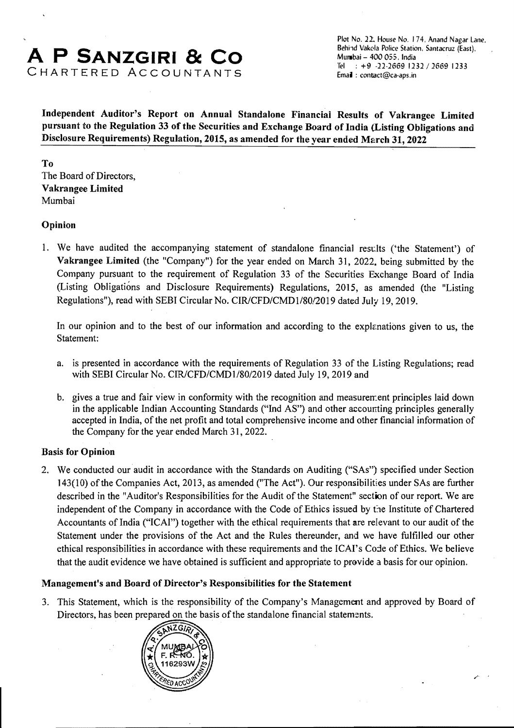# A P SANZGIRI & CO
CHARTERED ACCOUNTANTS

Plot No. 22, House No. 174, Anand Nagar Lane, Behind Vakola Police Station, Santacruz (East), Mumbai – 400 055, India
Tel : +9 -22-2669 1232 / 2669 1233
Email : contact@ca-aps.in

**Independent Auditor's Report on Annual Standalone Financial Results of Vakrangee Limited pursuant to the Regulation 33 of the Securities and Exchange Board of India (Listing Obligations and Disclosure Requirements) Regulation, 2015, as amended for the year ended March 31, 2022**

**To**
The Board of Directors,
**Vakrangee Limited**
Mumbai

### Opinion

1. We have audited the accompanying statement of standalone financial results ('the Statement') of **Vakrangee Limited** (the "Company") for the year ended on March 31, 2022, being submitted by the Company pursuant to the requirement of Regulation 33 of the Securities Exchange Board of India (Listing Obligations and Disclosure Requirements) Regulations, 2015, as amended (the "Listing Regulations"), read with SEBI Circular No. CIR/CFD/CMD1/80/2019 dated July 19, 2019.

   In our opinion and to the best of our information and according to the explanations given to us, the Statement:

   a. is presented in accordance with the requirements of Regulation 33 of the Listing Regulations; read with SEBI Circular No. CIR/CFD/CMD1/80/2019 dated July 19, 2019 and

   b. gives a true and fair view in conformity with the recognition and measurement principles laid down in the applicable Indian Accounting Standards ("Ind AS") and other accounting principles generally accepted in India, of the net profit and total comprehensive income and other financial information of the Company for the year ended March 31, 2022.

### Basis for Opinion

2. We conducted our audit in accordance with the Standards on Auditing ("SAs") specified under Section 143(10) of the Companies Act, 2013, as amended ("The Act"). Our responsibilities under SAs are further described in the "Auditor's Responsibilities for the Audit of the Statement" section of our report. We are independent of the Company in accordance with the Code of Ethics issued by the Institute of Chartered Accountants of India ("ICAI") together with the ethical requirements that are relevant to our audit of the Statement under the provisions of the Act and the Rules thereunder, and we have fulfilled our other ethical responsibilities in accordance with these requirements and the ICAI's Code of Ethics. We believe that the audit evidence we have obtained is sufficient and appropriate to provide a basis for our opinion.

### Management's and Board of Director's Responsibilities for the Statement

3. This Statement, which is the responsibility of the Company's Management and approved by Board of Directors, has been prepared on the basis of the standalone financial statements.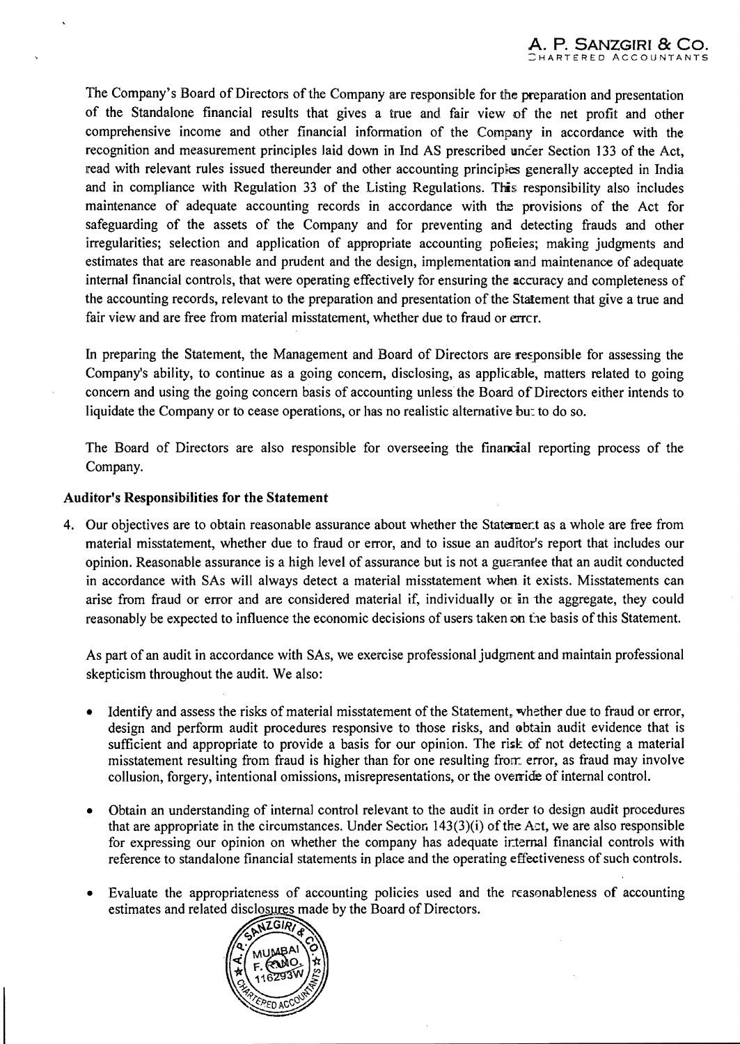The Company's Board of Directors of the Company are responsible for the preparation and presentation of the Standalone financial results that gives a true and fair view of the net profit and other comprehensive income and other financial information of the Company in accordance with the recognition and measurement principles laid down in Ind AS prescribed under Section 133 of the Act, read with relevant rules issued thereunder and other accounting principles generally accepted in India and in compliance with Regulation 33 of the Listing Regulations. This responsibility also includes maintenance of adequate accounting records in accordance with the provisions of the Act for safeguarding of the assets of the Company and for preventing and detecting frauds and other irregularities; selection and application of appropriate accounting policies; making judgments and estimates that are reasonable and prudent and the design, implementation and maintenance of adequate internal financial controls, that were operating effectively for ensuring the accuracy and completeness of the accounting records, relevant to the preparation and presentation of the Statement that give a true and fair view and are free from material misstatement, whether due to fraud or error.

In preparing the Statement, the Management and Board of Directors are responsible for assessing the Company's ability, to continue as a going concern, disclosing, as applicable, matters related to going concern and using the going concern basis of accounting unless the Board of Directors either intends to liquidate the Company or to cease operations, or has no realistic alternative but to do so.

The Board of Directors are also responsible for overseeing the financial reporting process of the Company.

**Auditor's Responsibilities for the Statement**

4. Our objectives are to obtain reasonable assurance about whether the Statement as a whole are free from material misstatement, whether due to fraud or error, and to issue an auditor's report that includes our opinion. Reasonable assurance is a high level of assurance but is not a guarantee that an audit conducted in accordance with SAs will always detect a material misstatement when it exists. Misstatements can arise from fraud or error and are considered material if, individually or in the aggregate, they could reasonably be expected to influence the economic decisions of users taken on the basis of this Statement.

   As part of an audit in accordance with SAs, we exercise professional judgment and maintain professional skepticism throughout the audit. We also:

   - Identify and assess the risks of material misstatement of the Statement, whether due to fraud or error, design and perform audit procedures responsive to those risks, and obtain audit evidence that is sufficient and appropriate to provide a basis for our opinion. The risk of not detecting a material misstatement resulting from fraud is higher than for one resulting from error, as fraud may involve collusion, forgery, intentional omissions, misrepresentations, or the override of internal control.

   - Obtain an understanding of internal control relevant to the audit in order to design audit procedures that are appropriate in the circumstances. Under Section 143(3)(i) of the Act, we are also responsible for expressing our opinion on whether the company has adequate internal financial controls with reference to standalone financial statements in place and the operating effectiveness of such controls.

   - Evaluate the appropriateness of accounting policies used and the reasonableness of accounting estimates and related disclosures made by the Board of Directors.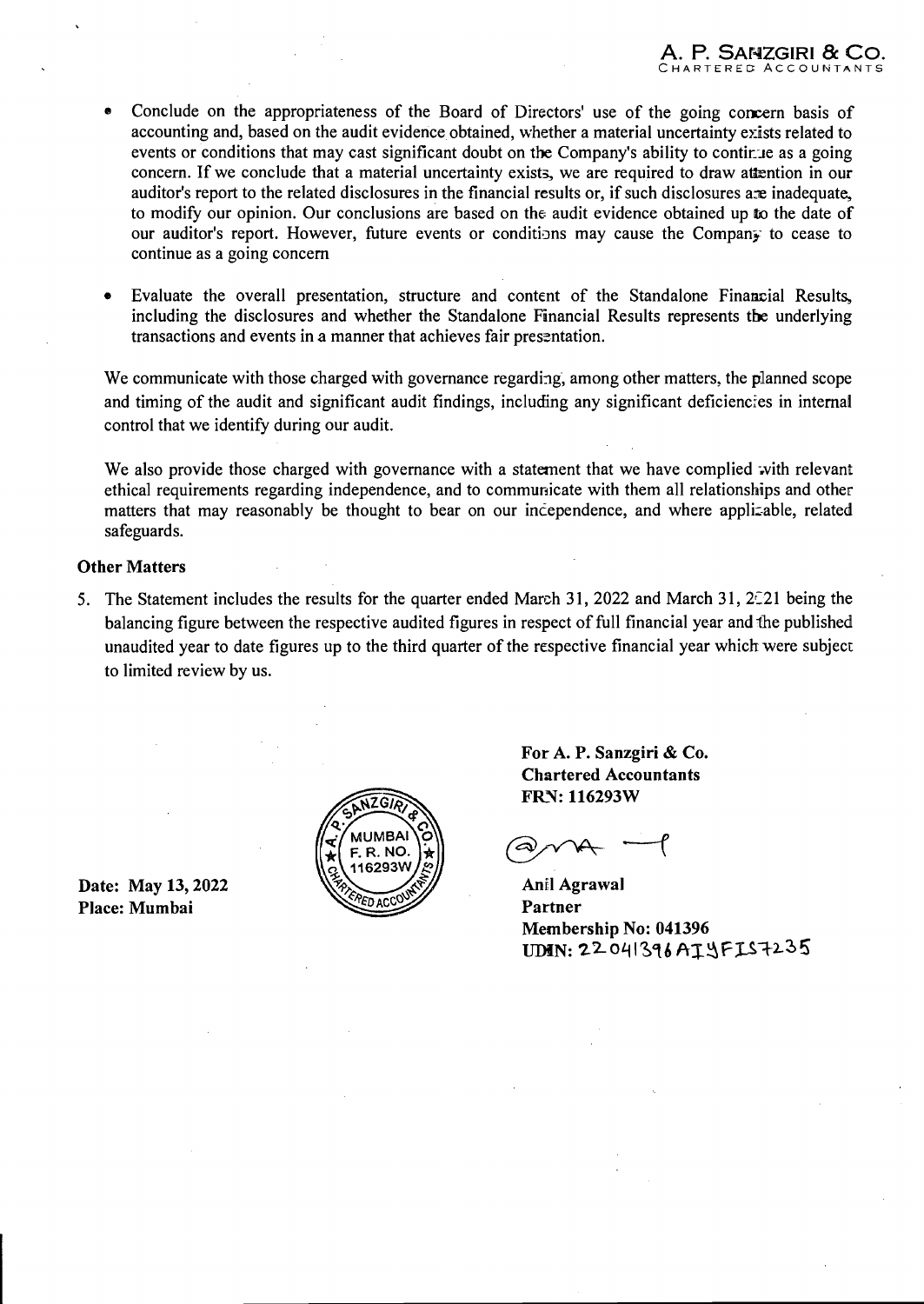- Conclude on the appropriateness of the Board of Directors' use of the going concern basis of accounting and, based on the audit evidence obtained, whether a material uncertainty exists related to events or conditions that may cast significant doubt on the Company's ability to continue as a going concern. If we conclude that a material uncertainty exists, we are required to draw attention in our auditor's report to the related disclosures in the financial results or, if such disclosures are inadequate, to modify our opinion. Our conclusions are based on the audit evidence obtained up to the date of our auditor's report. However, future events or conditions may cause the Company to cease to continue as a going concern

- Evaluate the overall presentation, structure and content of the Standalone Financial Results, including the disclosures and whether the Standalone Financial Results represents the underlying transactions and events in a manner that achieves fair presentation.

We communicate with those charged with governance regarding, among other matters, the planned scope and timing of the audit and significant audit findings, including any significant deficiencies in internal control that we identify during our audit.

We also provide those charged with governance with a statement that we have complied with relevant ethical requirements regarding independence, and to communicate with them all relationships and other matters that may reasonably be thought to bear on our independence, and where applicable, related safeguards.

**Other Matters**

5. The Statement includes the results for the quarter ended March 31, 2022 and March 31, 2021 being the balancing figure between the respective audited figures in respect of full financial year and the published unaudited year to date figures up to the third quarter of the respective financial year which were subject to limited review by us.

**For A. P. Sanzgiri & Co.**
**Chartered Accountants**
**FRN: 116293W**

**Anil Agrawal**
**Partner**
**Membership No: 041396**
**UDIN: 22041396AIYFIS7235**

**Date: May 13, 2022**
**Place: Mumbai**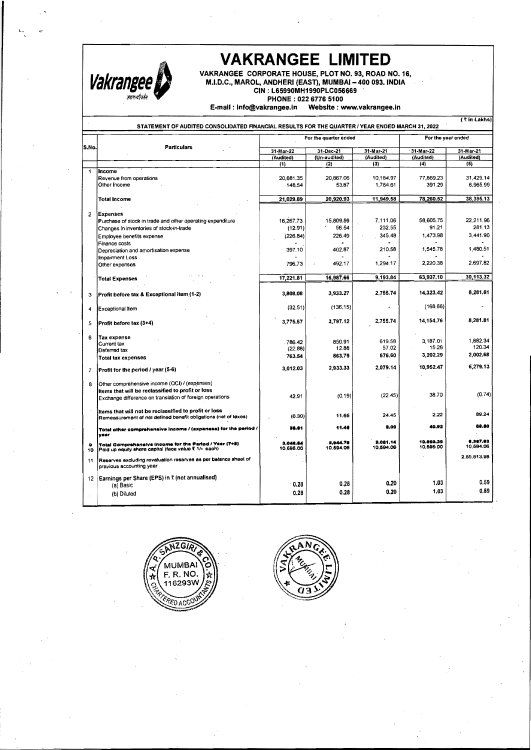# VAKRANGEE LIMITED

**VAKRANGEE CORPORATE HOUSE, PLOT NO. 93, ROAD NO. 16, M.I.D.C., MAROL, ANDHERI (EAST), MUMBAI – 400 093. INDIA**

**CIN : L65990MH1990PLC056669**

**PHONE : 022 6776 5100**

**E-mail : info@vakrangee.in Website : www.vakrangee.in**

(₹ in Lakhs)

**STATEMENT OF AUDITED CONSOLIDATED FINANCIAL RESULTS FOR THE QUARTER / YEAR ENDED MARCH 31, 2022**

| S.No. | Particulars | For the quarter ended | | | For the year ended | |
|---|---|---|---|---|---|---|
| | | 31-Mar-22 (Audited) | 31-Dec-21 (Un-audited) | 31-Mar-21 (Audited) | 31-Mar-22 (Audited) | 31-Mar-21 (Audited) |
| | | (1) | (2) | (3) | (4) | (5) |
| 1 | **Income** | | | | | |
| | Revenue from operations | 20,881.35 | 20,867.06 | 10,184.97 | 77,869.23 | 31,429.14 |
| | Other Income | 148.54 | 53.87 | 1,764.61 | 391.29 | 6,965.99 |
| | **Total Income** | 21,029.89 | 20,920.93 | 11,949.58 | 78,260.52 | 38,395.13 |
| 2 | **Expenses** | | | | | |
| | Purchase of stock in trade and other operating expenditure | 16,267.73 | 15,809.59 | 7,111.06 | 58,605.75 | 22,211.96 |
| | Changes in inventories of stock-in-trade | (12.91) | 56.54 | 232.55 | 91.21 | 281.13 |
| | Employee benefits expense | (226.84) | 226.49 | 345.48 | 1,473.98 | 3,441.90 |
| | Finance costs | - | - | - | - | - |
| | Depreciation and amortisation expense | 397.10 | 402.87 | 210.58 | 1,545.78 | 1,480.51 |
| | Impairment Loss | - | - | - | - | - |
| | Other expenses | 796.73 | 492.17 | 1,294.17 | 2,220.38 | 2,697.82 |
| | **Total Expenses** | 17,221.81 | 16,987.66 | 9,193.84 | 63,937.10 | 30,113.32 |
| 3 | **Profit before tax & Exceptional item (1-2)** | 3,808.08 | 3,933.27 | 2,755.74 | 14,323.42 | 8,281.81 |
| 4 | Exceptional Item | (32.51) | (136.15) | - | (168.66) | - |
| 5 | **Profit before tax (3+4)** | 3,775.57 | 3,797.12 | 2,755.74 | 14,154.76 | 8,281.81 |
| 6 | **Tax expense** | | | | | |
| | Current tax | 786.42 | 850.91 | 619.58 | 3,187.01 | 1,882.34 |
| | Deferred tax | (22.88) | 12.88 | 57.02 | 15.28 | 120.34 |
| | **Total tax expenses** | 763.54 | 863.79 | 676.60 | 3,202.29 | 2,002.68 |
| 7 | **Profit for the period / year (5-6)** | 3,012.03 | 2,933.33 | 2,079.14 | 10,952.47 | 6,279.13 |
| 8 | Other comprehensive income (OCI) / (expenses) | | | | | |
| | **Items that will be reclassified to profit or loss** | | | | | |
| | Exchange difference on translation of foreign operations | 42.91 | (0.19) | (22.45) | 38.70 | (0.74) |
| | **Items that will not be reclassified to profit or loss** | | | | | |
| | Remeasurement of net defined benefit obligations (net of taxes) | (6.30) | 11.66 | 24.45 | 2.22 | 89.24 |
| | **Total other comprehensive income / (expenses) for the period / year** | 36.61 | 11.46 | 2.00 | 40.92 | 88.50 |
| 9 | **Total Comprehensive Income for the Period / Year (7+8)** | 3,048.64 | 2,944.79 | 2,081.14 | 10,993.39 | 6,367.63 |
| 10 | Paid up equity share capital (face value ₹ 1/- each) | 10,595.00 | 10,594.06 | 10,594.06 | 10,595.00 | 10,594.06 |
| 11 | Reserves excluding revaluation reserves as per balance sheet of previous accounting year | | | | | 2,55,613.98 |
| 12 | Earnings per Share (EPS) in ₹ (not annualised) | | | | | |
| | (a) Basic | 0.28 | 0.28 | 0.20 | 1.03 | 0.59 |
| | (b) Diluted | 0.28 | 0.28 | 0.20 | 1.03 | 0.59 |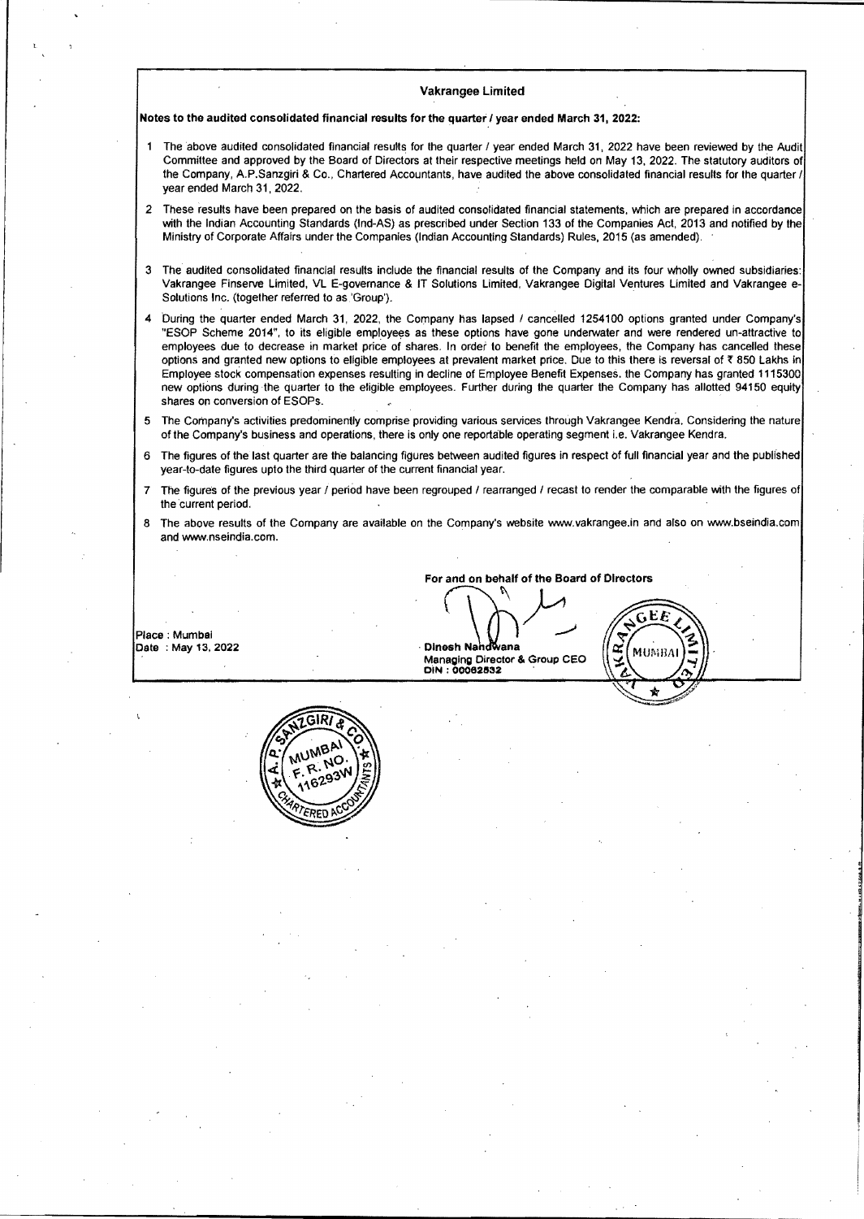**Vakrangee Limited**

**Notes to the audited consolidated financial results for the quarter / year ended March 31, 2022:**

1. The above audited consolidated financial results for the quarter / year ended March 31, 2022 have been reviewed by the Audit Committee and approved by the Board of Directors at their respective meetings held on May 13, 2022. The statutory auditors of the Company, A.P.Sanzgiri & Co., Chartered Accountants, have audited the above consolidated financial results for the quarter / year ended March 31, 2022.

2. These results have been prepared on the basis of audited consolidated financial statements, which are prepared in accordance with the Indian Accounting Standards (Ind-AS) as prescribed under Section 133 of the Companies Act, 2013 and notified by the Ministry of Corporate Affairs under the Companies (Indian Accounting Standards) Rules, 2015 (as amended).

3. The audited consolidated financial results include the financial results of the Company and its four wholly owned subsidiaries: Vakrangee Finserve Limited, VL E-governance & IT Solutions Limited, Vakrangee Digital Ventures Limited and Vakrangee e-Solutions Inc. (together referred to as 'Group').

4. During the quarter ended March 31, 2022, the Company has lapsed / cancelled 1254100 options granted under Company's "ESOP Scheme 2014", to its eligible employees as these options have gone underwater and were rendered un-attractive to employees due to decrease in market price of shares. In order to benefit the employees, the Company has cancelled these options and granted new options to eligible employees at prevalent market price. Due to this there is reversal of ₹ 850 Lakhs in Employee stock compensation expenses resulting in decline of Employee Benefit Expenses. the Company has granted 1115300 new options during the quarter to the eligible employees. Further during the quarter the Company has allotted 94150 equity shares on conversion of ESOPs.

5. The Company's activities predominently comprise providing various services through Vakrangee Kendra. Considering the nature of the Company's business and operations, there is only one reportable operating segment i.e. Vakrangee Kendra.

6. The figures of the last quarter are the balancing figures between audited figures in respect of full financial year and the published year-to-date figures upto the third quarter of the current financial year.

7. The figures of the previous year / period have been regrouped / rearranged / recast to render the comparable with the figures of the current period.

8. The above results of the Company are available on the Company's website www.vakrangee.in and also on www.bseindia.com and www.nseindia.com.

**For and on behalf of the Board of Directors**

Place : Mumbai
Date : May 13, 2022

**Dinesh Nandwana**
**Managing Director & Group CEO**
**DIN : 00062532**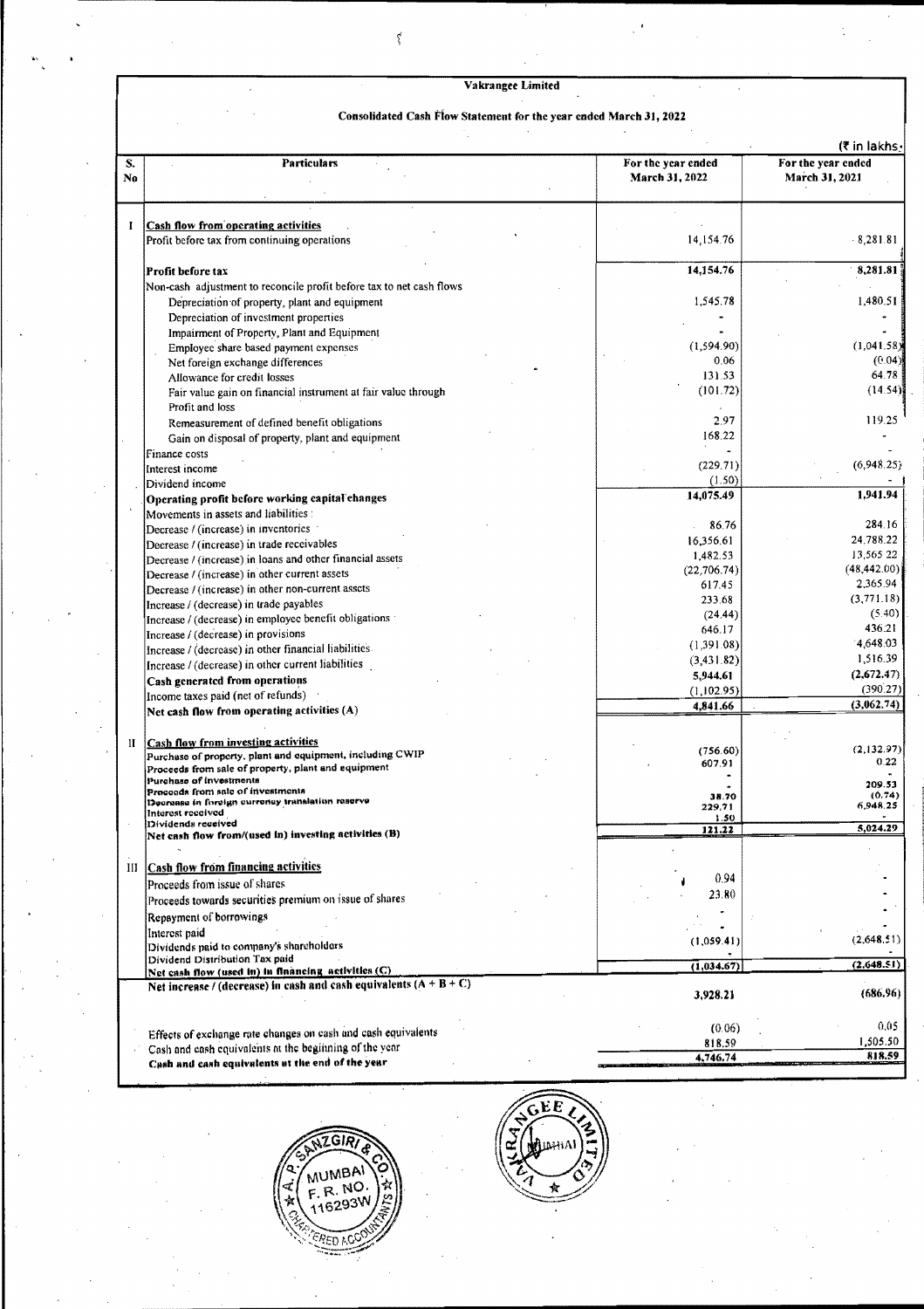**Vakrangee Limited**

**Consolidated Cash Flow Statement for the year ended March 31, 2022**

(₹ in lakhs)

| S. No | Particulars | For the year ended March 31, 2022 | For the year ended March 31, 2021 |
|---|---|---|---|
| I | **Cash flow from operating activities** | | |
| | Profit before tax from continuing operations | 14,154.76 | 8,281.81 |
| | **Profit before tax** | **14,154.76** | **8,281.81** |
| | Non-cash adjustment to reconcile profit before tax to net cash flows | | |
| | Depreciation of property, plant and equipment | 1,545.78 | 1,480.51 |
| | Depreciation of investment properties | - | - |
| | Impairment of Property, Plant and Equipment | - | - |
| | Employee share based payment expenses | (1,594.90) | (1,041.58) |
| | Net foreign exchange differences | 0.06 | (0.04) |
| | Allowance for credit losses | 131.53 | 64.78 |
| | Fair value gain on financial instrument at fair value through Profit and loss | (101.72) | (14.54) |
| | Remeasurement of defined benefit obligations | 2.97 | 119.25 |
| | Gain on disposal of property, plant and equipment | 168.22 | - |
| | Finance costs | - | - |
| | Interest income | (229.71) | (6,948.25) |
| | Dividend income | (1.50) | - |
| | **Operating profit before working capital changes** | **14,075.49** | **1,941.94** |
| | Movements in assets and liabilities : | | |
| | Decrease / (increase) in inventories | 86.76 | 284.16 |
| | Decrease / (increase) in trade receivables | 16,356.61 | 24,788.22 |
| | Decrease / (increase) in loans and other financial assets | 1,482.53 | 13,565.22 |
| | Decrease / (increase) in other current assets | (22,706.74) | (48,442.00) |
| | Decrease / (increase) in other non-current assets | 617.45 | 2,365.94 |
| | Increase / (decrease) in trade payables | 233.68 | (3,771.18) |
| | Increase / (decrease) in employee benefit obligations | (24.44) | (5.40) |
| | Increase / (decrease) in provisions | 646.17 | 436.21 |
| | Increase / (decrease) in other financial liabilities | (1,391.08) | 4,648.03 |
| | Increase / (decrease) in other current liabilities | (3,431.82) | 1,516.39 |
| | **Cash generated from operations** | **5,944.61** | **(2,672.47)** |
| | Income taxes paid (net of refunds) | (1,102.95) | (390.27) |
| | **Net cash flow from operating activities (A)** | **4,841.66** | **(3,062.74)** |
| II | **Cash flow from investing activities** | | |
| | Purchase of property, plant and equipment, including CWIP | (756.60) | (2,132.97) |
| | Proceeds from sale of property, plant and equipment | 607.91 | 0.22 |
| | Purchase of investments | - | - |
| | Proceeds from sale of investments | - | 209.53 |
| | Decrease in foreign currency translation reserve | 38.70 | (0.74) |
| | Interest received | 229.71 | 6,948.25 |
| | Dividends received | 1.50 | - |
| | **Net cash flow from/(used in) investing activities (B)** | **121.22** | **5,024.29** |
| III | **Cash flow from financing activities** | | |
| | Proceeds from issue of shares | 0.94 | - |
| | Proceeds towards securities premium on issue of shares | 23.80 | - |
| | Repayment of borrowings | - | - |
| | Interest paid | - | - |
| | Dividends paid to company's shareholders | (1,059.41) | (2,648.51) |
| | Dividend Distribution Tax paid | - | - |
| | **Net cash flow (used in) in financing activities (C)** | **(1,034.67)** | **(2,648.51)** |
| | **Net increase / (decrease) in cash and cash equivalents (A + B + C)** | **3,928.21** | **(686.96)** |
| | Effects of exchange rate changes on cash and cash equivalents | (0.06) | 0.05 |
| | Cash and cash equivalents at the beginning of the year | 818.59 | 1,505.50 |
| | **Cash and cash equivalents at the end of the year** | **4,746.74** | **818.59** |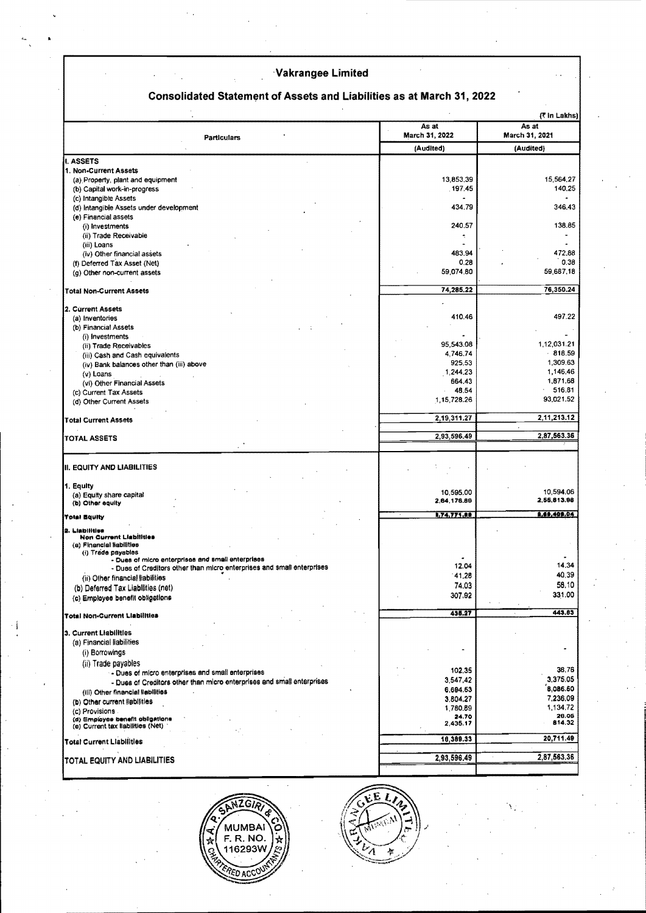# Vakrangee Limited

## Consolidated Statement of Assets and Liabilities as at March 31, 2022

(₹ in Lakhs)

| Particulars | As at March 31, 2022 | As at March 31, 2021 |
|---|---|---|
| | (Audited) | (Audited) |
| **I. ASSETS** | | |
| **1. Non-Current Assets** | | |
| (a) Property, plant and equipment | 13,853.39 | 15,564.27 |
| (b) Capital work-in-progress | 197.45 | 140.25 |
| (c) Intangible Assets | - | - |
| (d) Intangible Assets under development | 434.79 | 346.43 |
| (e) Financial assets | | |
| (i) Investments | 240.57 | 138.85 |
| (ii) Trade Receivable | - | - |
| (iii) Loans | - | - |
| (iv) Other financial assets | 483.94 | 472.88 |
| (f) Deferred Tax Asset (Net) | 0.28 | 0.38 |
| (g) Other non-current assets | 59,074.80 | 59,687.18 |
| **Total Non-Current Assets** | 74,285.22 | 76,350.24 |
| **2. Current Assets** | | |
| (a) Inventories | 410.46 | 497.22 |
| (b) Financial Assets | | |
| (i) Investments | - | - |
| (ii) Trade Receivables | 95,543.08 | 1,12,031.21 |
| (iii) Cash and Cash equivalents | 4,746.74 | 818.59 |
| (iv) Bank balances other than (iii) above | 925.53 | 1,309.63 |
| (v) Loans | 1,244.23 | 1,146.46 |
| (vi) Other Financial Assets | 664.43 | 1,871.68 |
| (c) Current Tax Assets | 48.54 | 516.81 |
| (d) Other Current Assets | 1,15,728.26 | 93,021.52 |
| **Total Current Assets** | 2,19,311.27 | 2,11,213.12 |
| **TOTAL ASSETS** | 2,93,596.49 | 2,87,563.36 |
| **II. EQUITY AND LIABILITIES** | | |
| **1. Equity** | | |
| (a) Equity share capital | 10,595.00 | 10,594.06 |
| (b) Other equity | 2,64,176.89 | 2,55,813.98 |
| **Total Equity** | 2,74,771.89 | 2,66,408.04 |
| **2. Liabilities** | | |
| **Non Current Liabilities** | | |
| (a) Financial liabilities | | |
| (i) Trade payables | | |
| - Dues of micro enterprises and small enterprises | - | - |
| - Dues of Creditors other than micro enterprises and small enterprises | 12.04 | 14.34 |
| (ii) Other financial liabilities | 41.28 | 40.39 |
| (b) Deferred Tax Liabilities (net) | 74.03 | 58.10 |
| (c) Employee benefit obligations | 307.92 | 331.00 |
| **Total Non-Current Liabilities** | 435.27 | 443.83 |
| **3. Current Liabilities** | | |
| (a) Financial liabilities | | |
| (i) Borrowings | - | - |
| (ii) Trade payables | | |
| - Dues of micro enterprises and small enterprises | 102.35 | 38.76 |
| - Dues of Creditors other than micro enterprises and small enterprises | 3,547.42 | 3,375.05 |
| (iii) Other financial liabilities | 6,694.53 | 8,086.50 |
| (b) Other current liabilities | 3,804.27 | 7,236.09 |
| (c) Provisions | 1,780.89 | 1,134.72 |
| (d) Employee benefit obligations | 24.70 | 26.05 |
| (e) Current tax liabilities (Net) | 2,435.17 | 814.32 |
| **Total Current Liabilities** | 18,389.33 | 20,711.49 |
| **TOTAL EQUITY AND LIABILITIES** | 2,93,596.49 | 2,87,563.36 |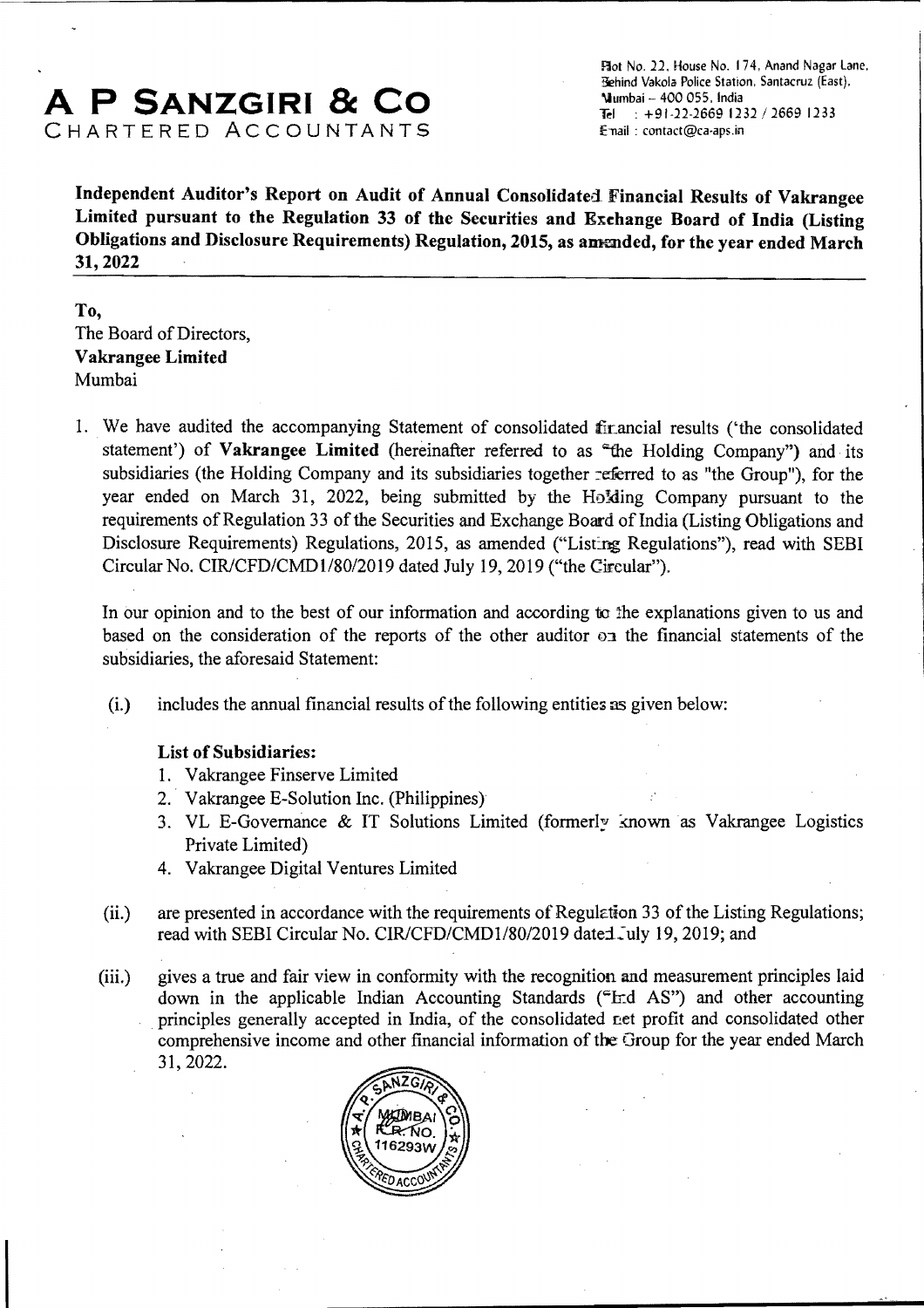# A P SANZGIRI & CO
CHARTERED ACCOUNTANTS

Plot No. 22, House No. 174, Anand Nagar Lane,
Behind Vakola Police Station, Santacruz (East),
Mumbai – 400 055, India
Tel : +91-22-2669 1232 / 2669 1233
Email : contact@ca-aps.in

**Independent Auditor's Report on Audit of Annual Consolidated Financial Results of Vakrangee Limited pursuant to the Regulation 33 of the Securities and Exchange Board of India (Listing Obligations and Disclosure Requirements) Regulation, 2015, as amended, for the year ended March 31, 2022**

To,
The Board of Directors,
**Vakrangee Limited**
Mumbai

1. We have audited the accompanying Statement of consolidated financial results ('the consolidated statement') of **Vakrangee Limited** (hereinafter referred to as "the Holding Company") and its subsidiaries (the Holding Company and its subsidiaries together referred to as "the Group"), for the year ended on March 31, 2022, being submitted by the Holding Company pursuant to the requirements of Regulation 33 of the Securities and Exchange Board of India (Listing Obligations and Disclosure Requirements) Regulations, 2015, as amended ("Listing Regulations"), read with SEBI Circular No. CIR/CFD/CMD1/80/2019 dated July 19, 2019 ("the Circular").

   In our opinion and to the best of our information and according to the explanations given to us and based on the consideration of the reports of the other auditor on the financial statements of the subsidiaries, the aforesaid Statement:

   (i.) includes the annual financial results of the following entities as given below:

   **List of Subsidiaries:**
   1. Vakrangee Finserve Limited
   2. Vakrangee E-Solution Inc. (Philippines)
   3. VL E-Governance & IT Solutions Limited (formerly known as Vakrangee Logistics Private Limited)
   4. Vakrangee Digital Ventures Limited

   (ii.) are presented in accordance with the requirements of Regulation 33 of the Listing Regulations; read with SEBI Circular No. CIR/CFD/CMD1/80/2019 dated July 19, 2019; and

   (iii.) gives a true and fair view in conformity with the recognition and measurement principles laid down in the applicable Indian Accounting Standards ("Ind AS") and other accounting principles generally accepted in India, of the consolidated net profit and consolidated other comprehensive income and other financial information of the Group for the year ended March 31, 2022.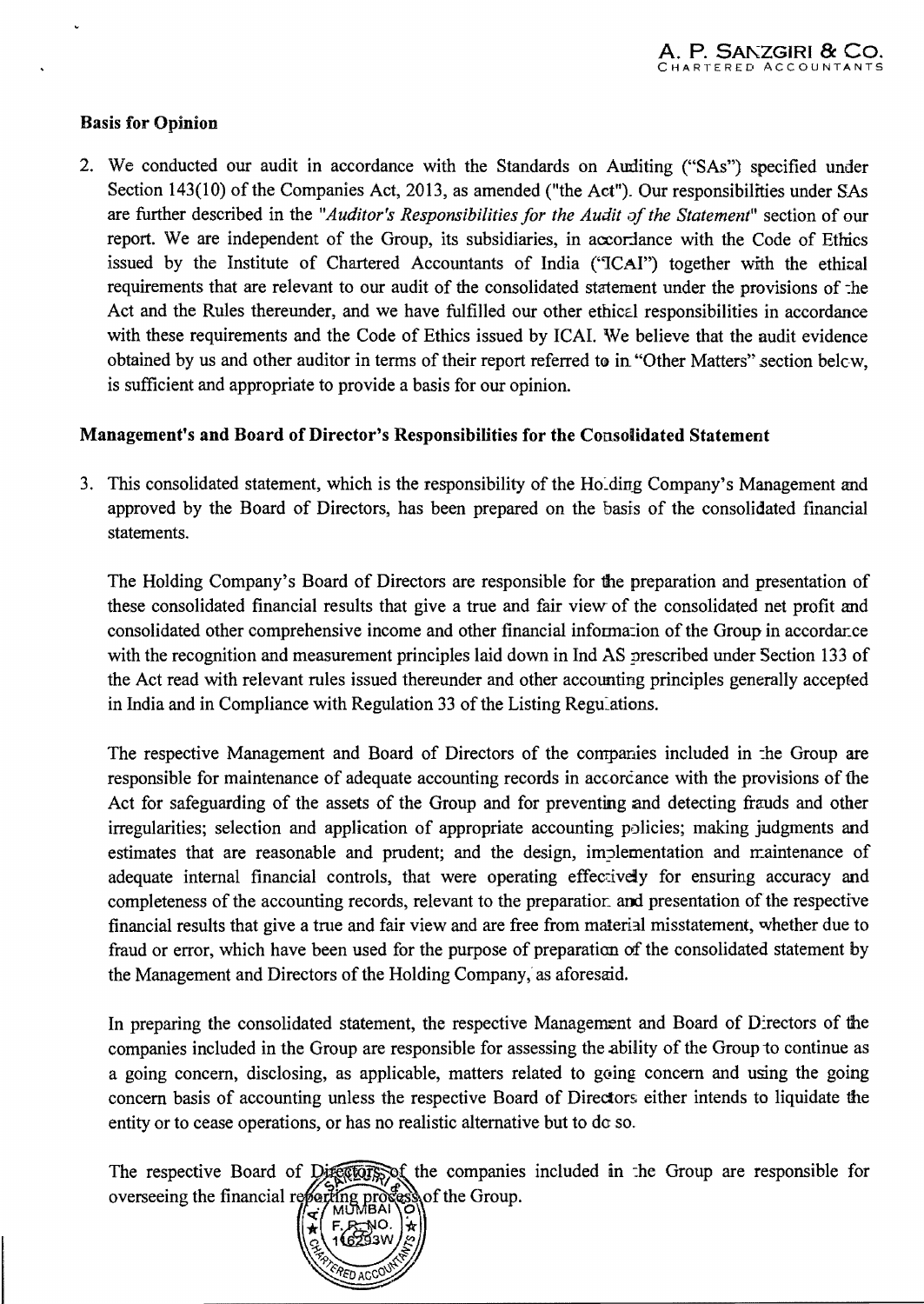## Basis for Opinion

2. We conducted our audit in accordance with the Standards on Auditing ("SAs") specified under Section 143(10) of the Companies Act, 2013, as amended ("the Act"). Our responsibilities under SAs are further described in the "*Auditor's Responsibilities for the Audit of the Statement*" section of our report. We are independent of the Group, its subsidiaries, in accordance with the Code of Ethics issued by the Institute of Chartered Accountants of India ("ICAI") together with the ethical requirements that are relevant to our audit of the consolidated statement under the provisions of the Act and the Rules thereunder, and we have fulfilled our other ethical responsibilities in accordance with these requirements and the Code of Ethics issued by ICAI. We believe that the audit evidence obtained by us and other auditor in terms of their report referred to in "Other Matters" section below, is sufficient and appropriate to provide a basis for our opinion.

## Management's and Board of Director's Responsibilities for the Consolidated Statement

3. This consolidated statement, which is the responsibility of the Holding Company's Management and approved by the Board of Directors, has been prepared on the basis of the consolidated financial statements.

   The Holding Company's Board of Directors are responsible for the preparation and presentation of these consolidated financial results that give a true and fair view of the consolidated net profit and consolidated other comprehensive income and other financial information of the Group in accordance with the recognition and measurement principles laid down in Ind AS prescribed under Section 133 of the Act read with relevant rules issued thereunder and other accounting principles generally accepted in India and in Compliance with Regulation 33 of the Listing Regulations.

   The respective Management and Board of Directors of the companies included in the Group are responsible for maintenance of adequate accounting records in accordance with the provisions of the Act for safeguarding of the assets of the Group and for preventing and detecting frauds and other irregularities; selection and application of appropriate accounting policies; making judgments and estimates that are reasonable and prudent; and the design, implementation and maintenance of adequate internal financial controls, that were operating effectively for ensuring accuracy and completeness of the accounting records, relevant to the preparation and presentation of the respective financial results that give a true and fair view and are free from material misstatement, whether due to fraud or error, which have been used for the purpose of preparation of the consolidated statement by the Management and Directors of the Holding Company, as aforesaid.

   In preparing the consolidated statement, the respective Management and Board of Directors of the companies included in the Group are responsible for assessing the ability of the Group to continue as a going concern, disclosing, as applicable, matters related to going concern and using the going concern basis of accounting unless the respective Board of Directors either intends to liquidate the entity or to cease operations, or has no realistic alternative but to do so.

   The respective Board of Directors of the companies included in the Group are responsible for overseeing the financial reporting process of the Group.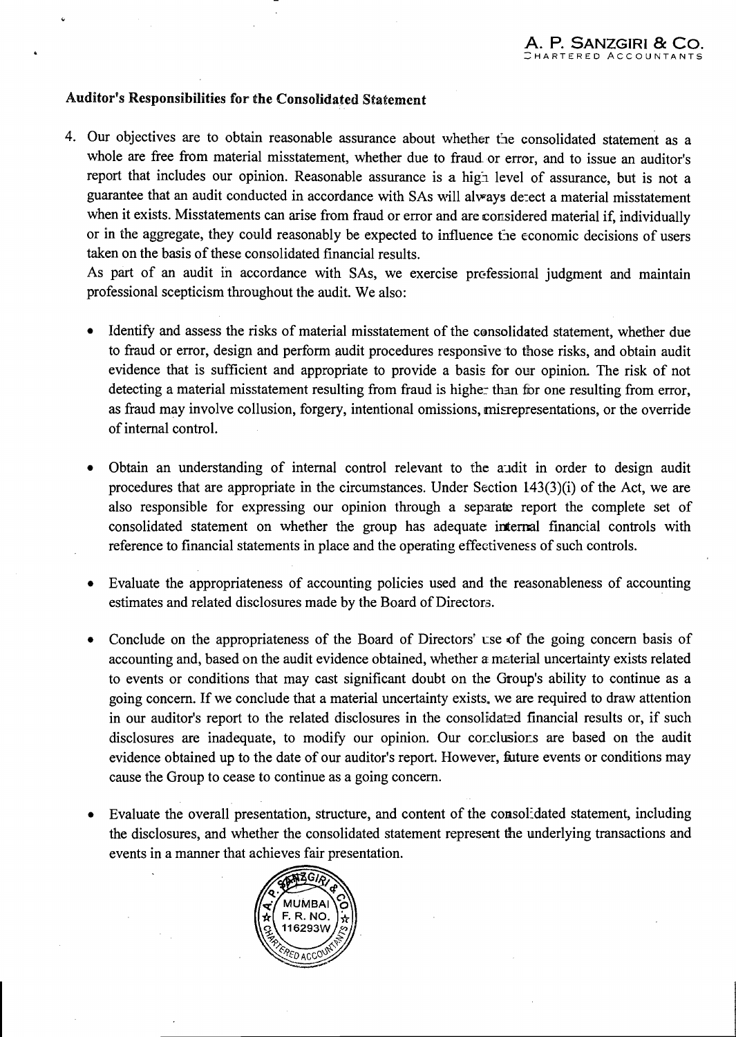## Auditor's Responsibilities for the Consolidated Statement

4. Our objectives are to obtain reasonable assurance about whether the consolidated statement as a whole are free from material misstatement, whether due to fraud or error, and to issue an auditor's report that includes our opinion. Reasonable assurance is a high level of assurance, but is not a guarantee that an audit conducted in accordance with SAs will always detect a material misstatement when it exists. Misstatements can arise from fraud or error and are considered material if, individually or in the aggregate, they could reasonably be expected to influence the economic decisions of users taken on the basis of these consolidated financial results.

   As part of an audit in accordance with SAs, we exercise professional judgment and maintain professional scepticism throughout the audit. We also:

   - Identify and assess the risks of material misstatement of the consolidated statement, whether due to fraud or error, design and perform audit procedures responsive to those risks, and obtain audit evidence that is sufficient and appropriate to provide a basis for our opinion. The risk of not detecting a material misstatement resulting from fraud is higher than for one resulting from error, as fraud may involve collusion, forgery, intentional omissions, misrepresentations, or the override of internal control.

   - Obtain an understanding of internal control relevant to the audit in order to design audit procedures that are appropriate in the circumstances. Under Section 143(3)(i) of the Act, we are also responsible for expressing our opinion through a separate report the complete set of consolidated statement on whether the group has adequate internal financial controls with reference to financial statements in place and the operating effectiveness of such controls.

   - Evaluate the appropriateness of accounting policies used and the reasonableness of accounting estimates and related disclosures made by the Board of Directors.

   - Conclude on the appropriateness of the Board of Directors' use of the going concern basis of accounting and, based on the audit evidence obtained, whether a material uncertainty exists related to events or conditions that may cast significant doubt on the Group's ability to continue as a going concern. If we conclude that a material uncertainty exists, we are required to draw attention in our auditor's report to the related disclosures in the consolidated financial results or, if such disclosures are inadequate, to modify our opinion. Our conclusions are based on the audit evidence obtained up to the date of our auditor's report. However, future events or conditions may cause the Group to cease to continue as a going concern.

   - Evaluate the overall presentation, structure, and content of the consolidated statement, including the disclosures, and whether the consolidated statement represent the underlying transactions and events in a manner that achieves fair presentation.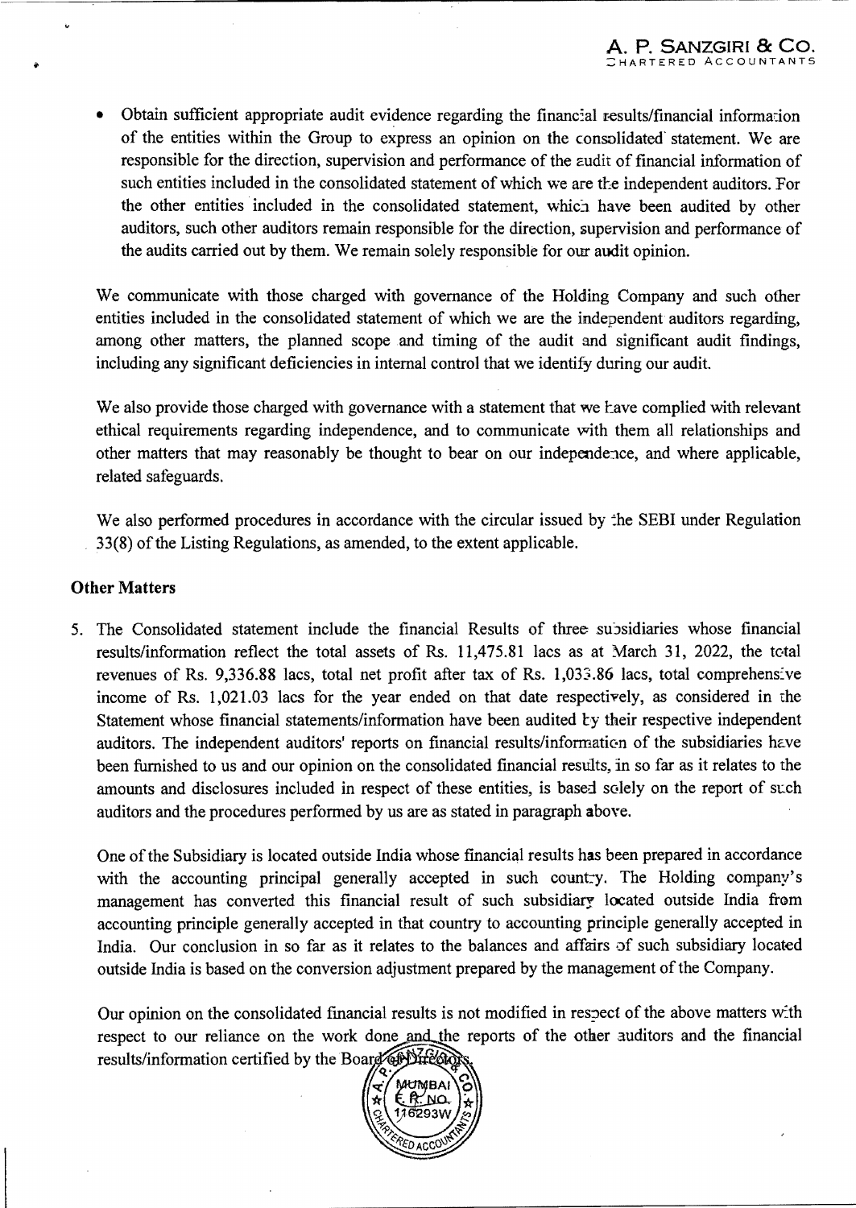- Obtain sufficient appropriate audit evidence regarding the financial results/financial information of the entities within the Group to express an opinion on the consolidated statement. We are responsible for the direction, supervision and performance of the audit of financial information of such entities included in the consolidated statement of which we are the independent auditors. For the other entities included in the consolidated statement, which have been audited by other auditors, such other auditors remain responsible for the direction, supervision and performance of the audits carried out by them. We remain solely responsible for our audit opinion.

We communicate with those charged with governance of the Holding Company and such other entities included in the consolidated statement of which we are the independent auditors regarding, among other matters, the planned scope and timing of the audit and significant audit findings, including any significant deficiencies in internal control that we identify during our audit.

We also provide those charged with governance with a statement that we have complied with relevant ethical requirements regarding independence, and to communicate with them all relationships and other matters that may reasonably be thought to bear on our independence, and where applicable, related safeguards.

We also performed procedures in accordance with the circular issued by the SEBI under Regulation 33(8) of the Listing Regulations, as amended, to the extent applicable.

## Other Matters

5. The Consolidated statement include the financial Results of three subsidiaries whose financial results/information reflect the total assets of Rs. 11,475.81 lacs as at March 31, 2022, the total revenues of Rs. 9,336.88 lacs, total net profit after tax of Rs. 1,033.86 lacs, total comprehensive income of Rs. 1,021.03 lacs for the year ended on that date respectively, as considered in the Statement whose financial statements/information have been audited by their respective independent auditors. The independent auditors' reports on financial results/information of the subsidiaries have been furnished to us and our opinion on the consolidated financial results, in so far as it relates to the amounts and disclosures included in respect of these entities, is based solely on the report of such auditors and the procedures performed by us are as stated in paragraph above.

   One of the Subsidiary is located outside India whose financial results has been prepared in accordance with the accounting principal generally accepted in such country. The Holding company's management has converted this financial result of such subsidiary located outside India from accounting principle generally accepted in that country to accounting principle generally accepted in India. Our conclusion in so far as it relates to the balances and affairs of such subsidiary located outside India is based on the conversion adjustment prepared by the management of the Company.

   Our opinion on the consolidated financial results is not modified in respect of the above matters with respect to our reliance on the work done and the reports of the other auditors and the financial results/information certified by the Board of Directors.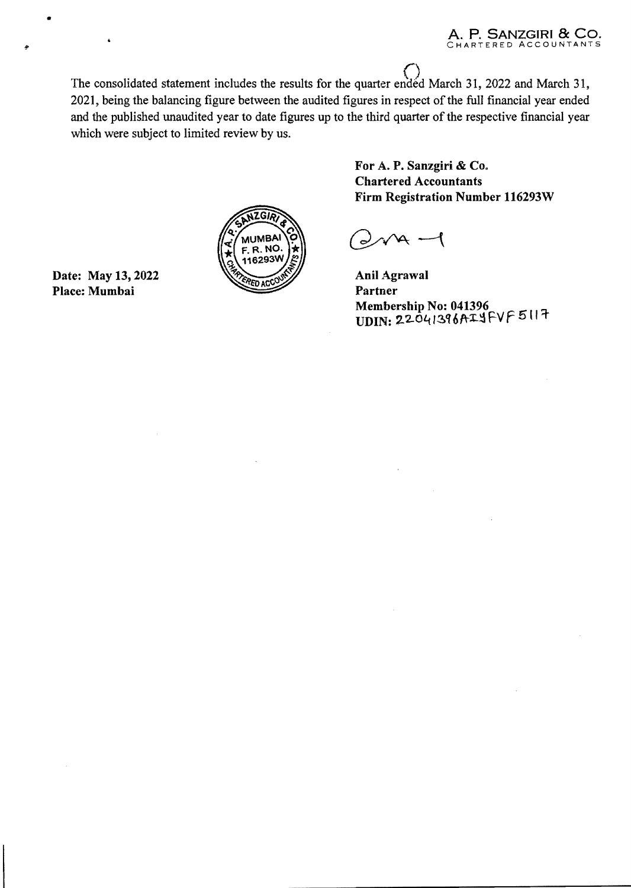The consolidated statement includes the results for the quarter ended March 31, 2022 and March 31, 2021, being the balancing figure between the audited figures in respect of the full financial year ended and the published unaudited year to date figures up to the third quarter of the respective financial year which were subject to limited review by us.

**For A. P. Sanzgiri & Co.**
**Chartered Accountants**
**Firm Registration Number 116293W**

**Date: May 13, 2022**
**Place: Mumbai**

**Anil Agrawal**
**Partner**
**Membership No: 041396**
**UDIN: 22041396AIYFVF5117**